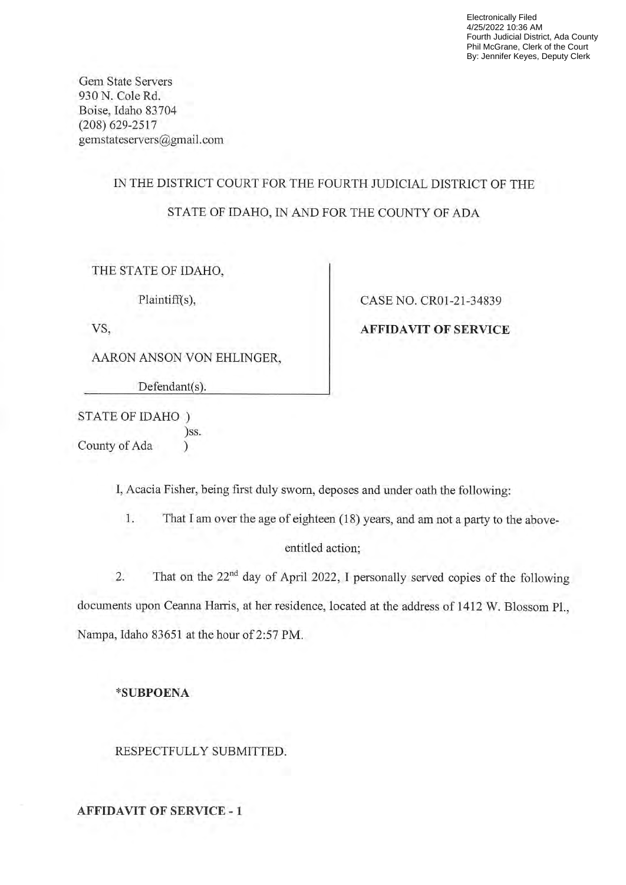Electronically Filed
4/25/2022 10:36 AM
Fourth Judicial District, Ada County
Phil McGrane, Clerk of the Court
By: Jennifer Keyes, Deputy Clerk

Gem State Servers
930 N. Cole Rd.
Boise, Idaho 83704
(208) 629-2517
gemstateservers@gmail.com

IN THE DISTRICT COURT FOR THE FOURTH JUDICIAL DISTRICT OF THE STATE OF IDAHO, IN AND FOR THE COUNTY OF ADA

| | |
|---|---|
| THE STATE OF IDAHO,<br><br>Plaintiff(s),<br><br>VS,<br><br>AARON ANSON VON EHLINGER,<br><br>Defendant(s). | CASE NO. CR01-21-34839<br><br>**AFFIDAVIT OF SERVICE** |

STATE OF IDAHO )
)ss.
County of Ada )

I, Acacia Fisher, being first duly sworn, deposes and under oath the following:

1. That I am over the age of eighteen (18) years, and am not a party to the above-entitled action;

2. That on the 22[nd] day of April 2022, I personally served copies of the following documents upon Ceanna Harris, at her residence, located at the address of 1412 W. Blossom Pl., Nampa, Idaho 83651 at the hour of 2:57 PM.

**\*SUBPOENA**

RESPECTFULLY SUBMITTED.

**AFFIDAVIT OF SERVICE - 1**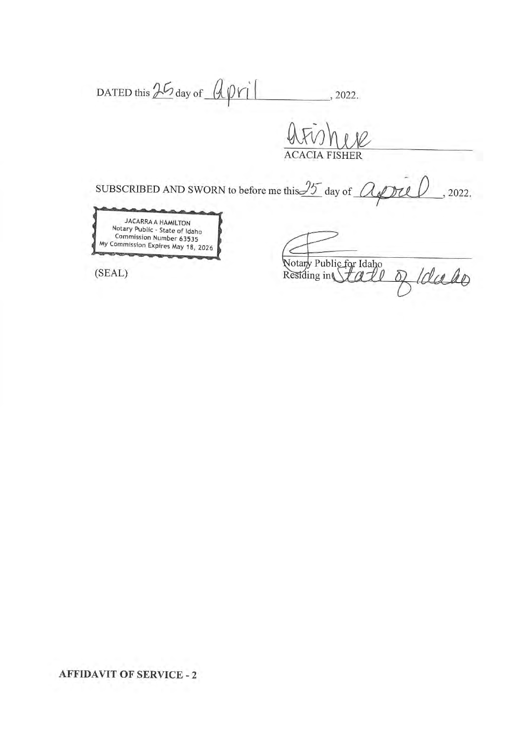DATED this 25 day of April, 2022.

Afisher

ACACIA FISHER

SUBSCRIBED AND SWORN to before me this 25 day of april, 2022.

JACARRA A HAMILTON
Notary Public - State of Idaho
Commission Number 63535
My Commission Expires May 18, 2026

(SEAL)

Notary Public for Idaho
Residing in State of Idaho

**AFFIDAVIT OF SERVICE - 2**